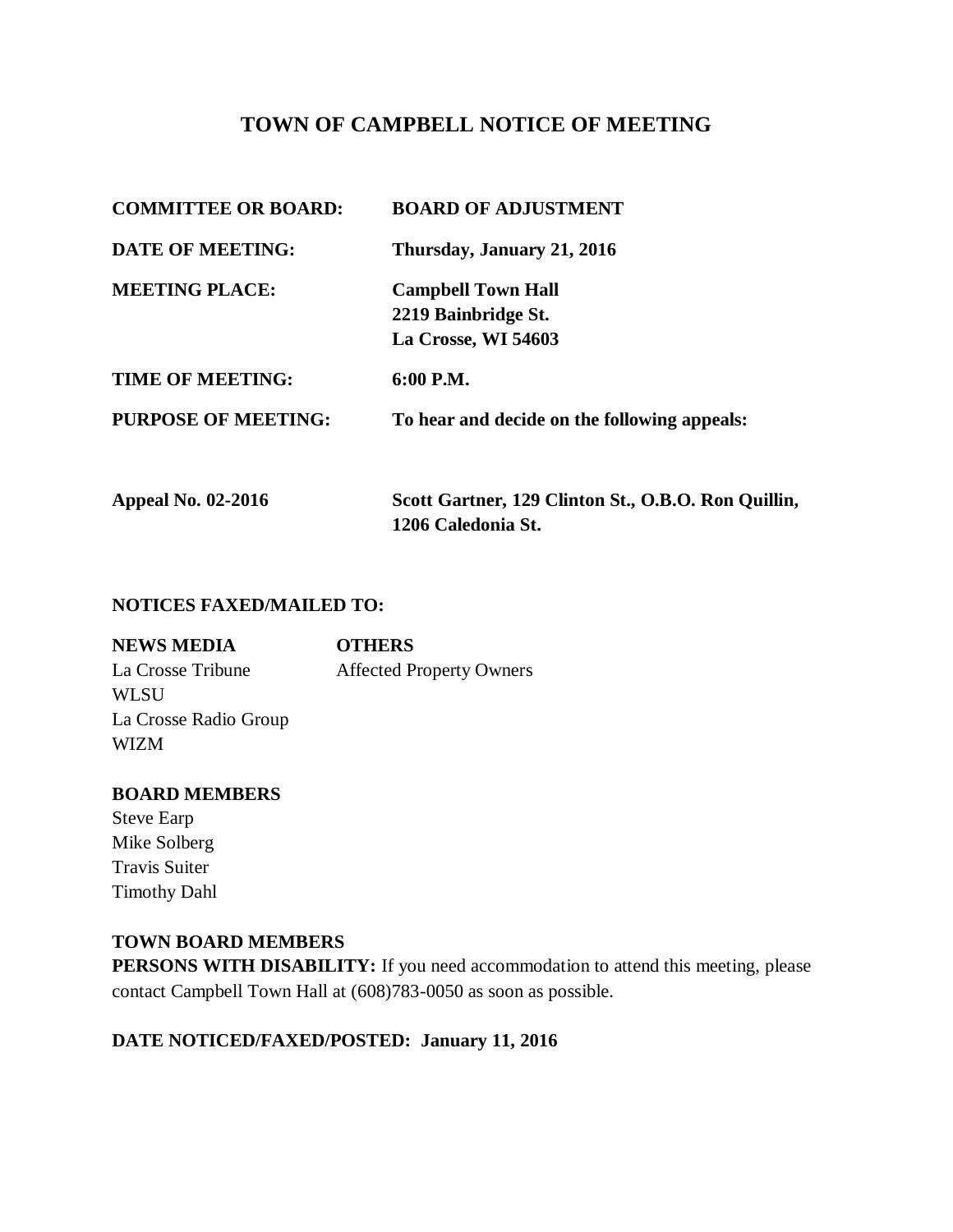# TOWN OF CAMPBELL NOTICE OF MEETING

| | |
|---|---|
| **COMMITTEE OR BOARD:** | **BOARD OF ADJUSTMENT** |
| **DATE OF MEETING:** | **Thursday, January 21, 2016** |
| **MEETING PLACE:** | **Campbell Town Hall**<br>**2219 Bainbridge St.**<br>**La Crosse, WI 54603** |
| **TIME OF MEETING:** | **6:00 P.M.** |
| **PURPOSE OF MEETING:** | **To hear and decide on the following appeals:** |
| **Appeal No. 02-2016** | **Scott Gartner, 129 Clinton St., O.B.O. Ron Quillin, 1206 Caledonia St.** |

**NOTICES FAXED/MAILED TO:**

| **NEWS MEDIA** | **OTHERS** |
|---|---|
| La Crosse Tribune | Affected Property Owners |
| WLSU | |
| La Crosse Radio Group | |
| WIZM | |

**BOARD MEMBERS**

Steve Earp
Mike Solberg
Travis Suiter
Timothy Dahl

**TOWN BOARD MEMBERS**

**PERSONS WITH DISABILITY:** If you need accommodation to attend this meeting, please contact Campbell Town Hall at (608)783-0050 as soon as possible.

**DATE NOTICED/FAXED/POSTED: January 11, 2016**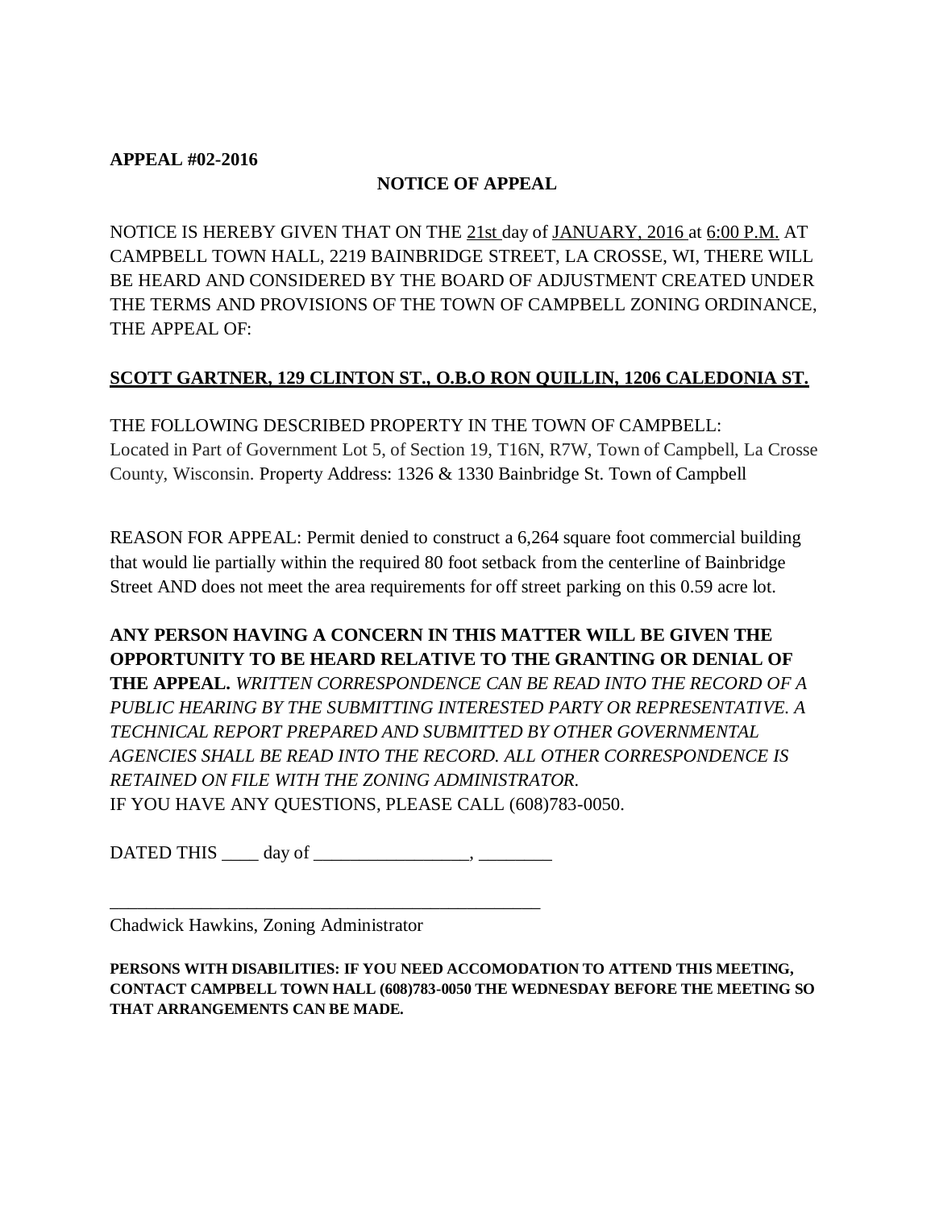**APPEAL #02-2016**

**NOTICE OF APPEAL**

NOTICE IS HEREBY GIVEN THAT ON THE 21st day of JANUARY, 2016 at 6:00 P.M. AT CAMPBELL TOWN HALL, 2219 BAINBRIDGE STREET, LA CROSSE, WI, THERE WILL BE HEARD AND CONSIDERED BY THE BOARD OF ADJUSTMENT CREATED UNDER THE TERMS AND PROVISIONS OF THE TOWN OF CAMPBELL ZONING ORDINANCE, THE APPEAL OF:

**SCOTT GARTNER, 129 CLINTON ST., O.B.O RON QUILLIN, 1206 CALEDONIA ST.**

THE FOLLOWING DESCRIBED PROPERTY IN THE TOWN OF CAMPBELL:
Located in Part of Government Lot 5, of Section 19, T16N, R7W, Town of Campbell, La Crosse County, Wisconsin. Property Address: 1326 & 1330 Bainbridge St. Town of Campbell

REASON FOR APPEAL: Permit denied to construct a 6,264 square foot commercial building that would lie partially within the required 80 foot setback from the centerline of Bainbridge Street AND does not meet the area requirements for off street parking on this 0.59 acre lot.

**ANY PERSON HAVING A CONCERN IN THIS MATTER WILL BE GIVEN THE OPPORTUNITY TO BE HEARD RELATIVE TO THE GRANTING OR DENIAL OF THE APPEAL.** *WRITTEN CORRESPONDENCE CAN BE READ INTO THE RECORD OF A PUBLIC HEARING BY THE SUBMITTING INTERESTED PARTY OR REPRESENTATIVE. A TECHNICAL REPORT PREPARED AND SUBMITTED BY OTHER GOVERNMENTAL AGENCIES SHALL BE READ INTO THE RECORD. ALL OTHER CORRESPONDENCE IS RETAINED ON FILE WITH THE ZONING ADMINISTRATOR.*
IF YOU HAVE ANY QUESTIONS, PLEASE CALL (608)783-0050.

DATED THIS ____ day of _________________, ________

_________________________________________________
Chadwick Hawkins, Zoning Administrator

**PERSONS WITH DISABILITIES: IF YOU NEED ACCOMODATION TO ATTEND THIS MEETING, CONTACT CAMPBELL TOWN HALL (608)783-0050 THE WEDNESDAY BEFORE THE MEETING SO THAT ARRANGEMENTS CAN BE MADE.**